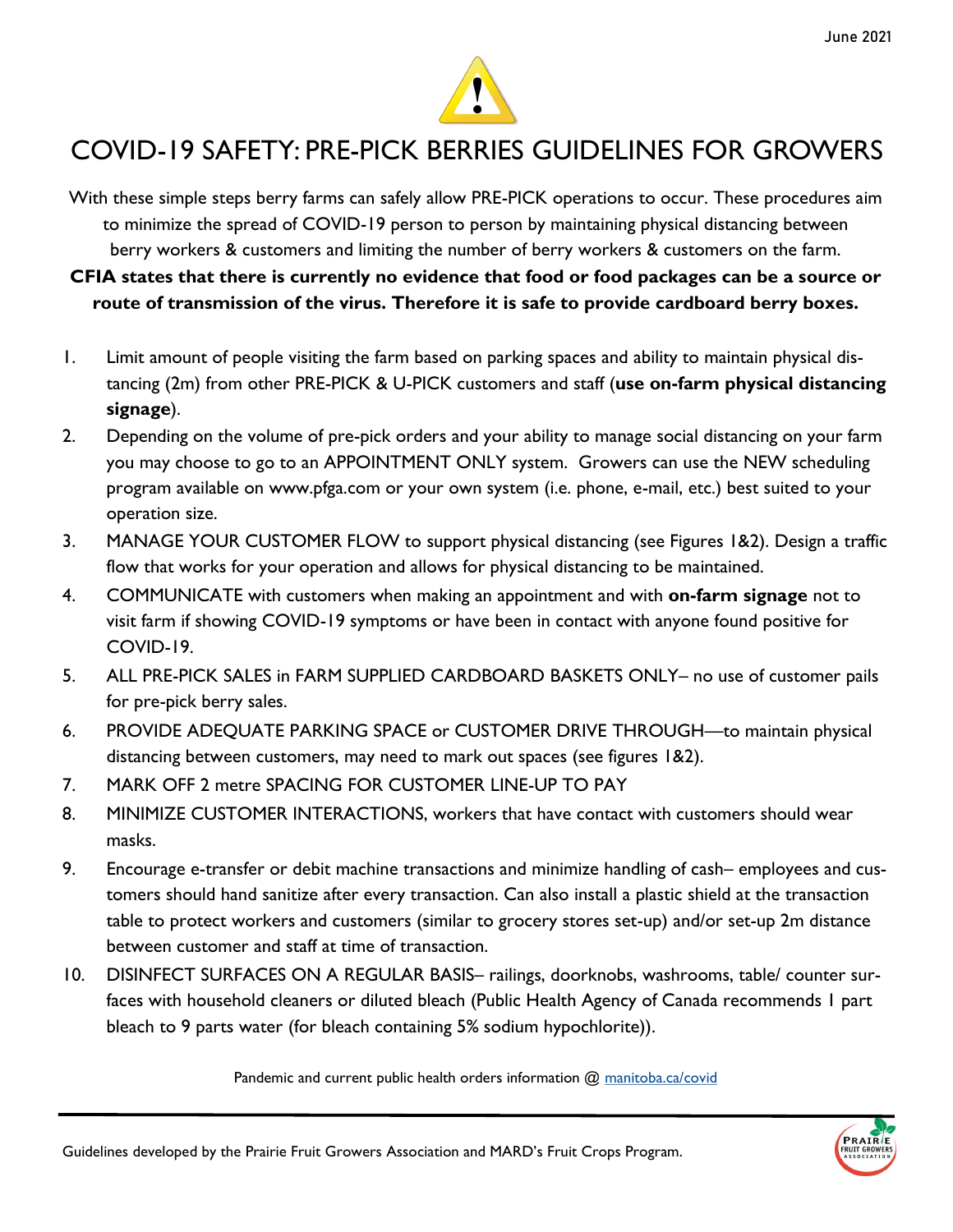June 2021

# COVID-19 SAFETY: PRE-PICK BERRIES GUIDELINES FOR GROWERS

With these simple steps berry farms can safely allow PRE-PICK operations to occur. These procedures aim to minimize the spread of COVID-19 person to person by maintaining physical distancing between berry workers & customers and limiting the number of berry workers & customers on the farm.

**CFIA states that there is currently no evidence that food or food packages can be a source or route of transmission of the virus. Therefore it is safe to provide cardboard berry boxes.**

1. Limit amount of people visiting the farm based on parking spaces and ability to maintain physical distancing (2m) from other PRE-PICK & U-PICK customers and staff (**use on-farm physical distancing signage**).
2. Depending on the volume of pre-pick orders and your ability to manage social distancing on your farm you may choose to go to an APPOINTMENT ONLY system. Growers can use the NEW scheduling program available on www.pfga.com or your own system (i.e. phone, e-mail, etc.) best suited to your operation size.
3. MANAGE YOUR CUSTOMER FLOW to support physical distancing (see Figures 1&2). Design a traffic flow that works for your operation and allows for physical distancing to be maintained.
4. COMMUNICATE with customers when making an appointment and with **on-farm signage** not to visit farm if showing COVID-19 symptoms or have been in contact with anyone found positive for COVID-19.
5. ALL PRE-PICK SALES in FARM SUPPLIED CARDBOARD BASKETS ONLY– no use of customer pails for pre-pick berry sales.
6. PROVIDE ADEQUATE PARKING SPACE or CUSTOMER DRIVE THROUGH—to maintain physical distancing between customers, may need to mark out spaces (see figures 1&2).
7. MARK OFF 2 metre SPACING FOR CUSTOMER LINE-UP TO PAY
8. MINIMIZE CUSTOMER INTERACTIONS, workers that have contact with customers should wear masks.
9. Encourage e-transfer or debit machine transactions and minimize handling of cash– employees and customers should hand sanitize after every transaction. Can also install a plastic shield at the transaction table to protect workers and customers (similar to grocery stores set-up) and/or set-up 2m distance between customer and staff at time of transaction.
10. DISINFECT SURFACES ON A REGULAR BASIS– railings, doorknobs, washrooms, table/ counter surfaces with household cleaners or diluted bleach (Public Health Agency of Canada recommends 1 part bleach to 9 parts water (for bleach containing 5% sodium hypochlorite)).

Pandemic and current public health orders information @ manitoba.ca/covid

Guidelines developed by the Prairie Fruit Growers Association and MARD's Fruit Crops Program.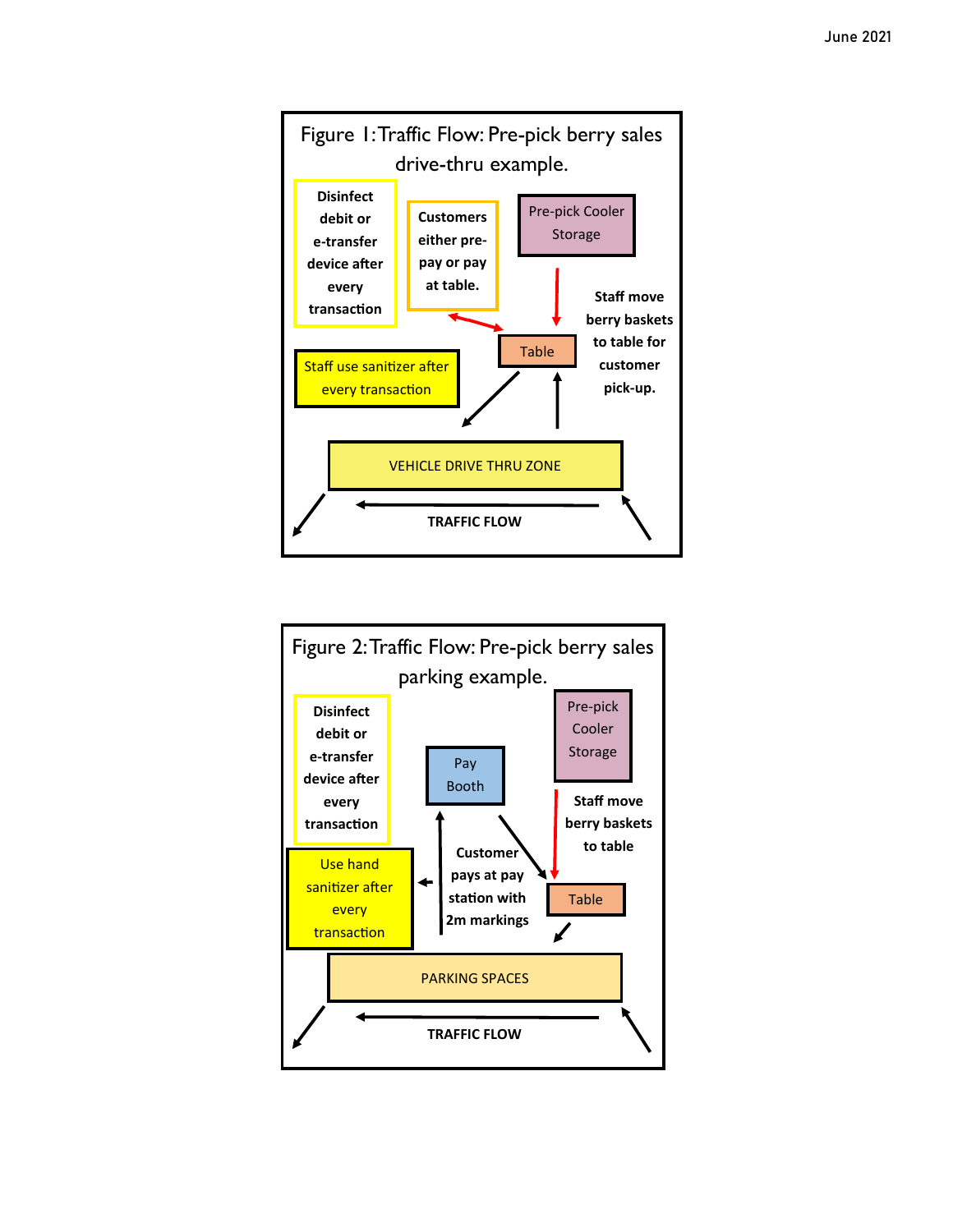Figure 1: Traffic Flow: Pre-pick berry sales drive-thru example.

Disinfect debit or e-transfer device after every transaction

Customers either pre-pay or pay at table.

Pre-pick Cooler Storage

Staff move berry baskets to table for customer pick-up.

Table

Staff use sanitizer after every transaction

VEHICLE DRIVE THRU ZONE

TRAFFIC FLOW

Figure 2: Traffic Flow: Pre-pick berry sales parking example.

Disinfect debit or e-transfer device after every transaction

Pay Booth

Pre-pick Cooler Storage

Staff move berry baskets to table

Use hand sanitizer after every transaction

Customer pays at pay station with 2m markings

Table

PARKING SPACES

TRAFFIC FLOW